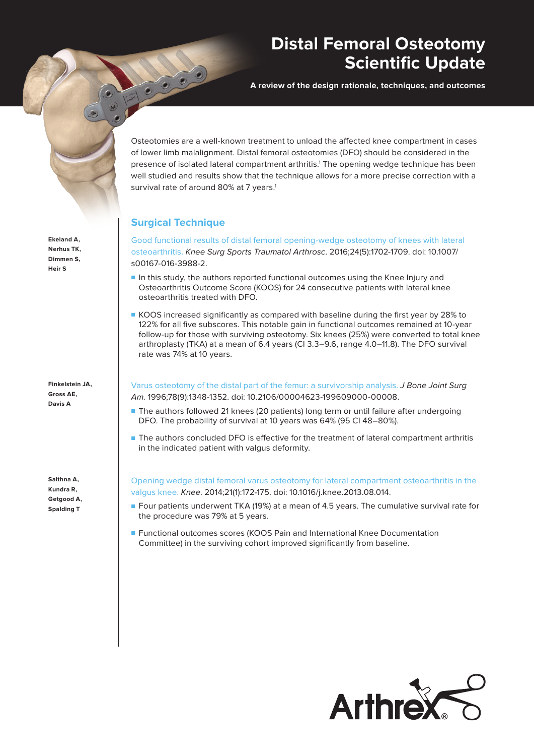# Distal Femoral Osteotomy Scientific Update

**A review of the design rationale, techniques, and outcomes**

Osteotomies are a well-known treatment to unload the affected knee compartment in cases of lower limb malalignment. Distal femoral osteotomies (DFO) should be considered in the presence of isolated lateral compartment arthritis.[1] The opening wedge technique has been well studied and results show that the technique allows for a more precise correction with a survival rate of around 80% at 7 years.[1]

## Surgical Technique

**Ekeland A, Nerhus TK, Dimmen S, Heir S**

Good functional results of distal femoral opening-wedge osteotomy of knees with lateral osteoarthritis. *Knee Surg Sports Traumatol Arthrosc*. 2016;24(5):1702-1709. doi: 10.1007/s00167-016-3988-2.

- In this study, the authors reported functional outcomes using the Knee Injury and Osteoarthritis Outcome Score (KOOS) for 24 consecutive patients with lateral knee osteoarthritis treated with DFO.
- KOOS increased significantly as compared with baseline during the first year by 28% to 122% for all five subscores. This notable gain in functional outcomes remained at 10-year follow-up for those with surviving osteotomy. Six knees (25%) were converted to total knee arthroplasty (TKA) at a mean of 6.4 years (CI 3.3–9.6, range 4.0–11.8). The DFO survival rate was 74% at 10 years.

**Finkelstein JA, Gross AE, Davis A**

Varus osteotomy of the distal part of the femur: a survivorship analysis. *J Bone Joint Surg Am*. 1996;78(9):1348-1352. doi: 10.2106/00004623-199609000-00008.

- The authors followed 21 knees (20 patients) long term or until failure after undergoing DFO. The probability of survival at 10 years was 64% (95 CI 48–80%).
- The authors concluded DFO is effective for the treatment of lateral compartment arthritis in the indicated patient with valgus deformity.

**Saithna A, Kundra R, Getgood A, Spalding T**

Opening wedge distal femoral varus osteotomy for lateral compartment osteoarthritis in the valgus knee. *Knee*. 2014;21(1):172-175. doi: 10.1016/j.knee.2013.08.014.

- Four patients underwent TKA (19%) at a mean of 4.5 years. The cumulative survival rate for the procedure was 79% at 5 years.
- Functional outcomes scores (KOOS Pain and International Knee Documentation Committee) in the surviving cohort improved significantly from baseline.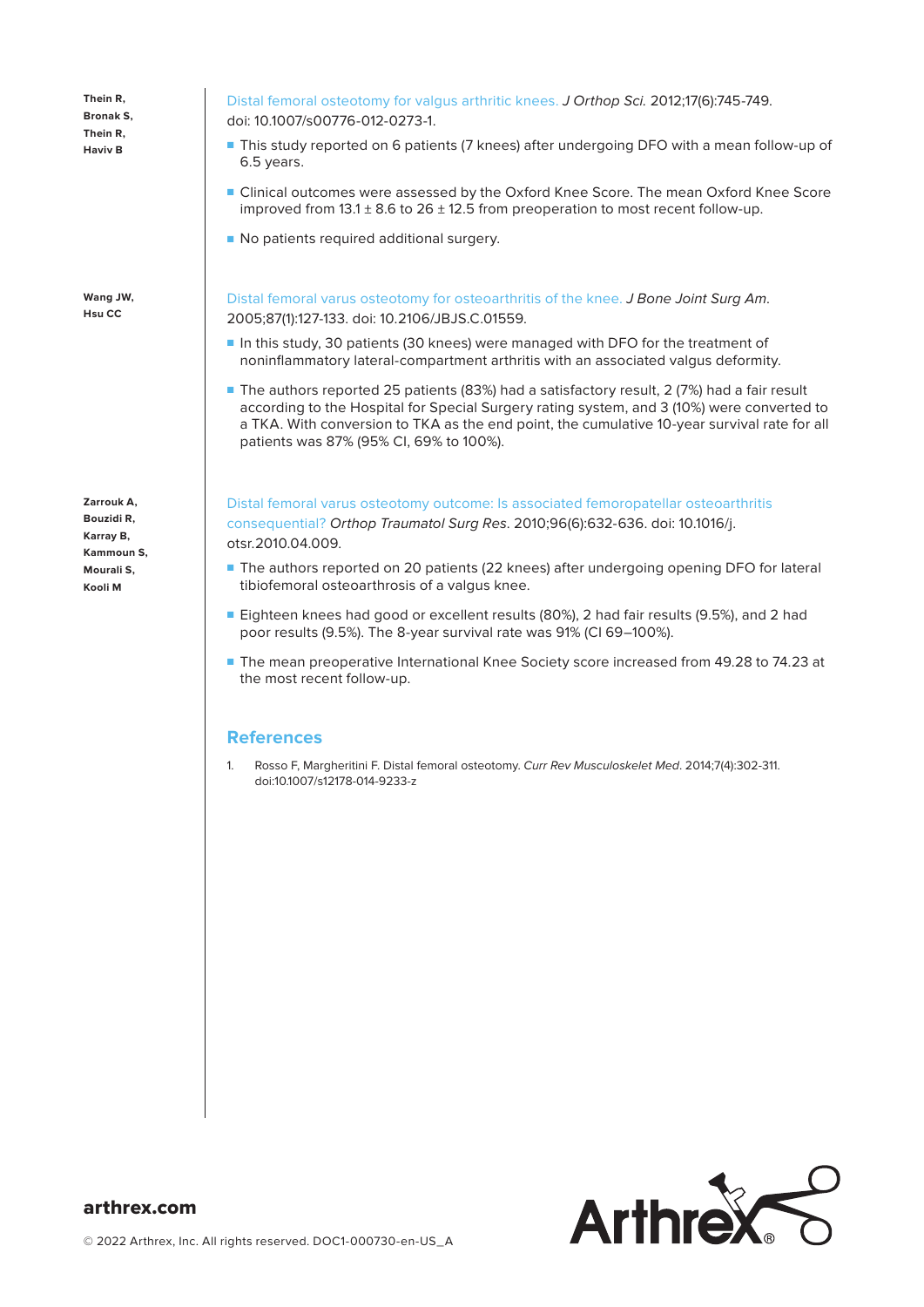**Thein R, Bronak S, Thein R, Haviv B**

Distal femoral osteotomy for valgus arthritic knees. *J Orthop Sci.* 2012;17(6):745-749. doi: 10.1007/s00776-012-0273-1.

- This study reported on 6 patients (7 knees) after undergoing DFO with a mean follow-up of 6.5 years.
- Clinical outcomes were assessed by the Oxford Knee Score. The mean Oxford Knee Score improved from 13.1 ± 8.6 to 26 ± 12.5 from preoperation to most recent follow-up.
- No patients required additional surgery.

**Wang JW, Hsu CC**

Distal femoral varus osteotomy for osteoarthritis of the knee. *J Bone Joint Surg Am*. 2005;87(1):127-133. doi: 10.2106/JBJS.C.01559.

- In this study, 30 patients (30 knees) were managed with DFO for the treatment of noninflammatory lateral-compartment arthritis with an associated valgus deformity.
- The authors reported 25 patients (83%) had a satisfactory result, 2 (7%) had a fair result according to the Hospital for Special Surgery rating system, and 3 (10%) were converted to a TKA. With conversion to TKA as the end point, the cumulative 10-year survival rate for all patients was 87% (95% CI, 69% to 100%).

**Zarrouk A, Bouzidi R, Karray B, Kammoun S, Mourali S, Kooli M**

Distal femoral varus osteotomy outcome: Is associated femoropatellar osteoarthritis consequential? *Orthop Traumatol Surg Res*. 2010;96(6):632-636. doi: 10.1016/j.otsr.2010.04.009.

- The authors reported on 20 patients (22 knees) after undergoing opening DFO for lateral tibiofemoral osteoarthrosis of a valgus knee.
- Eighteen knees had good or excellent results (80%), 2 had fair results (9.5%), and 2 had poor results (9.5%). The 8-year survival rate was 91% (CI 69–100%).
- The mean preoperative International Knee Society score increased from 49.28 to 74.23 at the most recent follow-up.

## References

1. Rosso F, Margheritini F. Distal femoral osteotomy. *Curr Rev Musculoskelet Med*. 2014;7(4):302-311. doi:10.1007/s12178-014-9233-z

**arthrex.com**

© 2022 Arthrex, Inc. All rights reserved. DOC1-000730-en-US_A